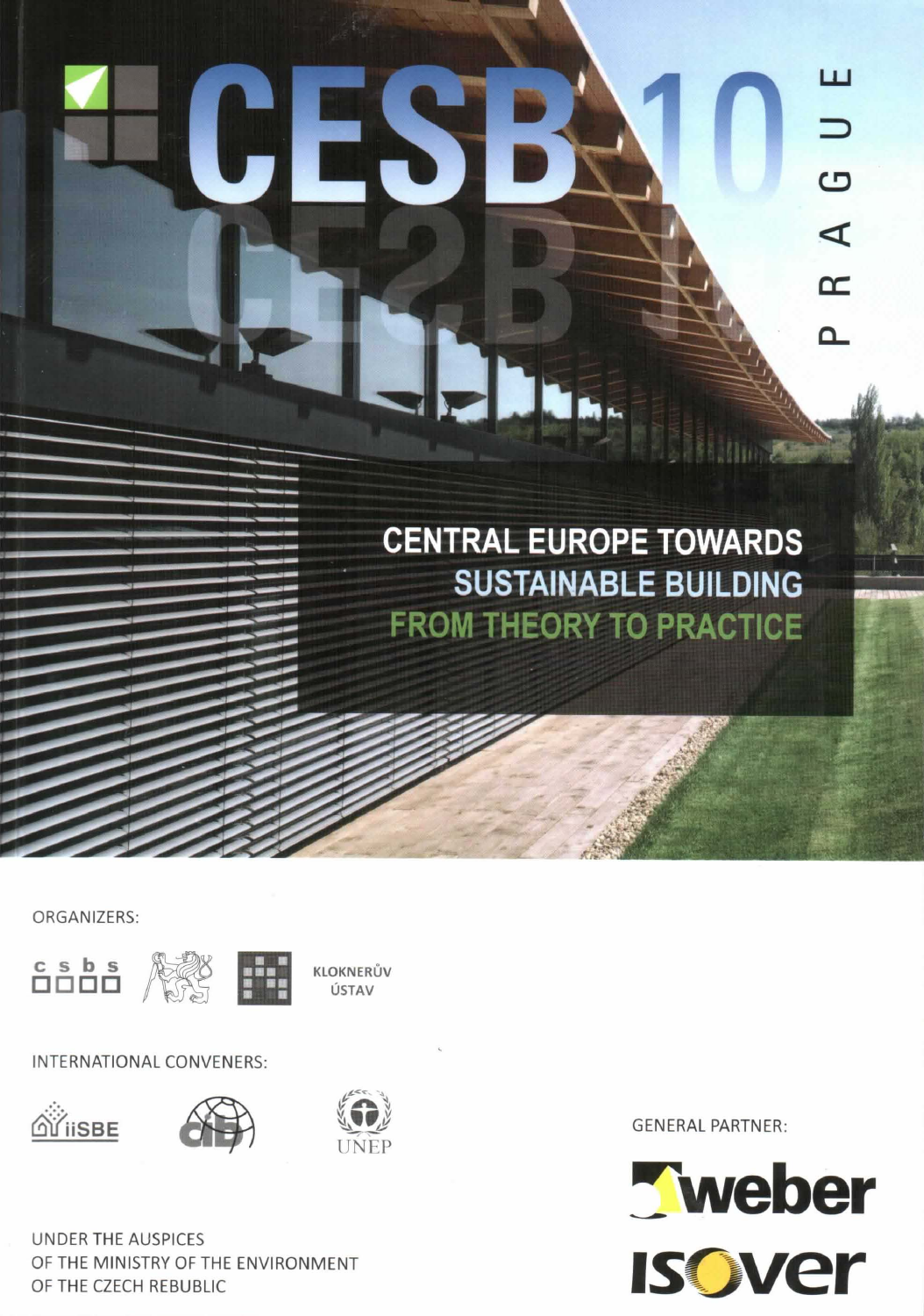# CESB 10

PRAGUE

## CENTRAL EUROPE TOWARDS SUSTAINABLE BUILDING FROM THEORY TO PRACTICE

ORGANIZERS:

csbs

KLOKNERŮV ÚSTAV

INTERNATIONAL CONVENERS:

iiSBE

UNEP

GENERAL PARTNER:

weber

ISOVER

UNDER THE AUSPICES
OF THE MINISTRY OF THE ENVIRONMENT
OF THE CZECH REBUBLIC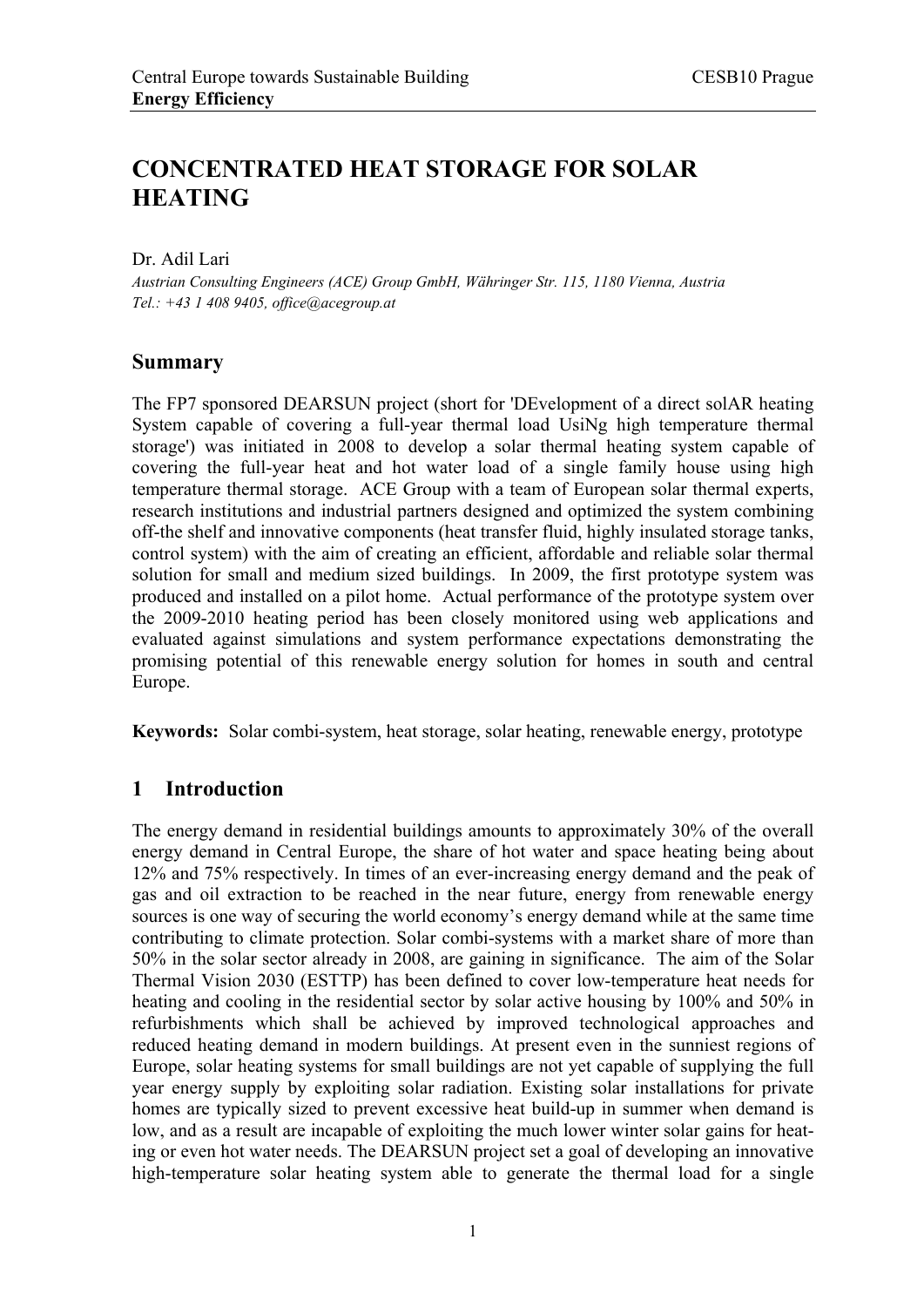# CONCENTRATED HEAT STORAGE FOR SOLAR HEATING

Dr. Adil Lari

*Austrian Consulting Engineers (ACE) Group GmbH, Währinger Str. 115, 1180 Vienna, Austria*
*Tel.: +43 1 408 9405, office@acegroup.at*

## Summary

The FP7 sponsored DEARSUN project (short for 'DEvelopment of a direct solAR heating System capable of covering a full-year thermal load UsiNg high temperature thermal storage') was initiated in 2008 to develop a solar thermal heating system capable of covering the full-year heat and hot water load of a single family house using high temperature thermal storage. ACE Group with a team of European solar thermal experts, research institutions and industrial partners designed and optimized the system combining off-the shelf and innovative components (heat transfer fluid, highly insulated storage tanks, control system) with the aim of creating an efficient, affordable and reliable solar thermal solution for small and medium sized buildings. In 2009, the first prototype system was produced and installed on a pilot home. Actual performance of the prototype system over the 2009-2010 heating period has been closely monitored using web applications and evaluated against simulations and system performance expectations demonstrating the promising potential of this renewable energy solution for homes in south and central Europe.

**Keywords:** Solar combi-system, heat storage, solar heating, renewable energy, prototype

## 1 Introduction

The energy demand in residential buildings amounts to approximately 30% of the overall energy demand in Central Europe, the share of hot water and space heating being about 12% and 75% respectively. In times of an ever-increasing energy demand and the peak of gas and oil extraction to be reached in the near future, energy from renewable energy sources is one way of securing the world economy's energy demand while at the same time contributing to climate protection. Solar combi-systems with a market share of more than 50% in the solar sector already in 2008, are gaining in significance. The aim of the Solar Thermal Vision 2030 (ESTTP) has been defined to cover low-temperature heat needs for heating and cooling in the residential sector by solar active housing by 100% and 50% in refurbishments which shall be achieved by improved technological approaches and reduced heating demand in modern buildings. At present even in the sunniest regions of Europe, solar heating systems for small buildings are not yet capable of supplying the full year energy supply by exploiting solar radiation. Existing solar installations for private homes are typically sized to prevent excessive heat build-up in summer when demand is low, and as a result are incapable of exploiting the much lower winter solar gains for heating or even hot water needs. The DEARSUN project set a goal of developing an innovative high-temperature solar heating system able to generate the thermal load for a single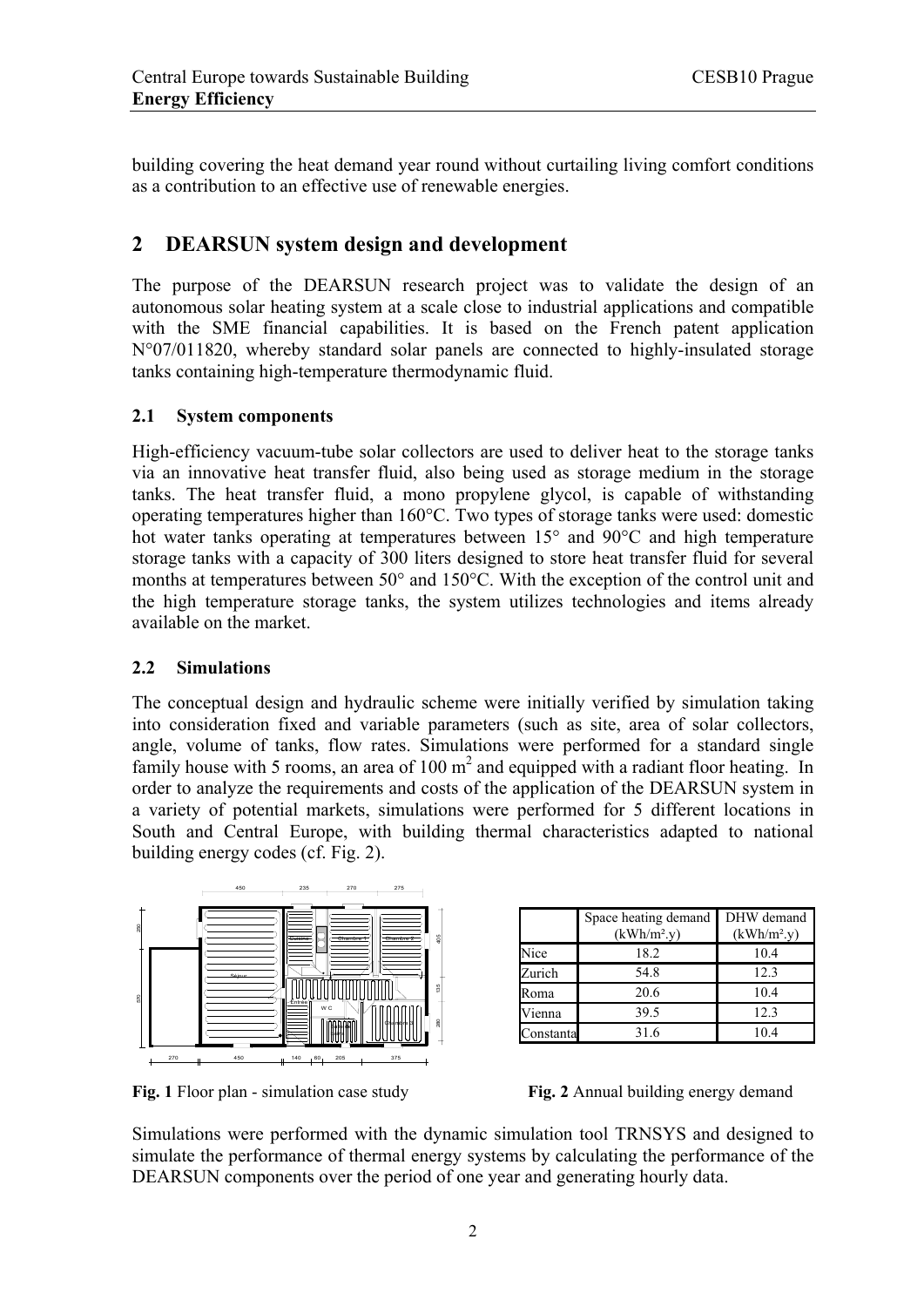building covering the heat demand year round without curtailing living comfort conditions as a contribution to an effective use of renewable energies.

## 2 DEARSUN system design and development

The purpose of the DEARSUN research project was to validate the design of an autonomous solar heating system at a scale close to industrial applications and compatible with the SME financial capabilities. It is based on the French patent application N°07/011820, whereby standard solar panels are connected to highly-insulated storage tanks containing high-temperature thermodynamic fluid.

### 2.1 System components

High-efficiency vacuum-tube solar collectors are used to deliver heat to the storage tanks via an innovative heat transfer fluid, also being used as storage medium in the storage tanks. The heat transfer fluid, a mono propylene glycol, is capable of withstanding operating temperatures higher than 160°C. Two types of storage tanks were used: domestic hot water tanks operating at temperatures between 15° and 90°C and high temperature storage tanks with a capacity of 300 liters designed to store heat transfer fluid for several months at temperatures between 50° and 150°C. With the exception of the control unit and the high temperature storage tanks, the system utilizes technologies and items already available on the market.

### 2.2 Simulations

The conceptual design and hydraulic scheme were initially verified by simulation taking into consideration fixed and variable parameters (such as site, area of solar collectors, angle, volume of tanks, flow rates. Simulations were performed for a standard single family house with 5 rooms, an area of 100 m$^2$ and equipped with a radiant floor heating. In order to analyze the requirements and costs of the application of the DEARSUN system in a variety of potential markets, simulations were performed for 5 different locations in South and Central Europe, with building thermal characteristics adapted to national building energy codes (cf. Fig. 2).

**Fig. 1** Floor plan - simulation case study

| | Space heating demand (kWh/m².y) | DHW demand (kWh/m².y) |
|---|---|---|
| Nice | 18.2 | 10.4 |
| Zurich | 54.8 | 12.3 |
| Roma | 20.6 | 10.4 |
| Vienna | 39.5 | 12.3 |
| Constanta | 31.6 | 10.4 |

**Fig. 2** Annual building energy demand

Simulations were performed with the dynamic simulation tool TRNSYS and designed to simulate the performance of thermal energy systems by calculating the performance of the DEARSUN components over the period of one year and generating hourly data.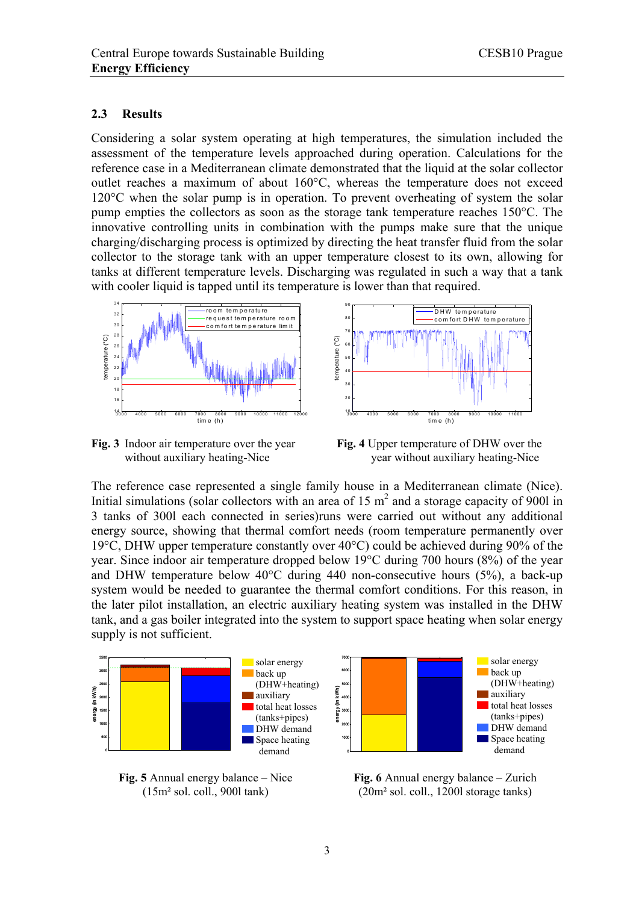### 2.3 Results

Considering a solar system operating at high temperatures, the simulation included the assessment of the temperature levels approached during operation. Calculations for the reference case in a Mediterranean climate demonstrated that the liquid at the solar collector outlet reaches a maximum of about 160°C, whereas the temperature does not exceed 120°C when the solar pump is in operation. To prevent overheating of system the solar pump empties the collectors as soon as the storage tank temperature reaches 150°C. The innovative controlling units in combination with the pumps make sure that the unique charging/discharging process is optimized by directing the heat transfer fluid from the solar collector to the storage tank with an upper temperature closest to its own, allowing for tanks at different temperature levels. Discharging was regulated in such a way that a tank with cooler liquid is tapped until its temperature is lower than that required.

**Fig. 3** Indoor air temperature over the year without auxiliary heating-Nice

**Fig. 4** Upper temperature of DHW over the year without auxiliary heating-Nice

The reference case represented a single family house in a Mediterranean climate (Nice). Initial simulations (solar collectors with an area of 15 $m^2$ and a storage capacity of 900l in 3 tanks of 300l each connected in series)runs were carried out without any additional energy source, showing that thermal comfort needs (room temperature permanently over 19°C, DHW upper temperature constantly over 40°C) could be achieved during 90% of the year. Since indoor air temperature dropped below 19°C during 700 hours (8%) of the year and DHW temperature below 40°C during 440 non-consecutive hours (5%), a back-up system would be needed to guarantee the thermal comfort conditions. For this reason, in the later pilot installation, an electric auxiliary heating system was installed in the DHW tank, and a gas boiler integrated into the system to support space heating when solar energy supply is not sufficient.

**Fig. 5** Annual energy balance – Nice (15m² sol. coll., 900l tank)

**Fig. 6** Annual energy balance – Zurich (20m² sol. coll., 1200l storage tanks)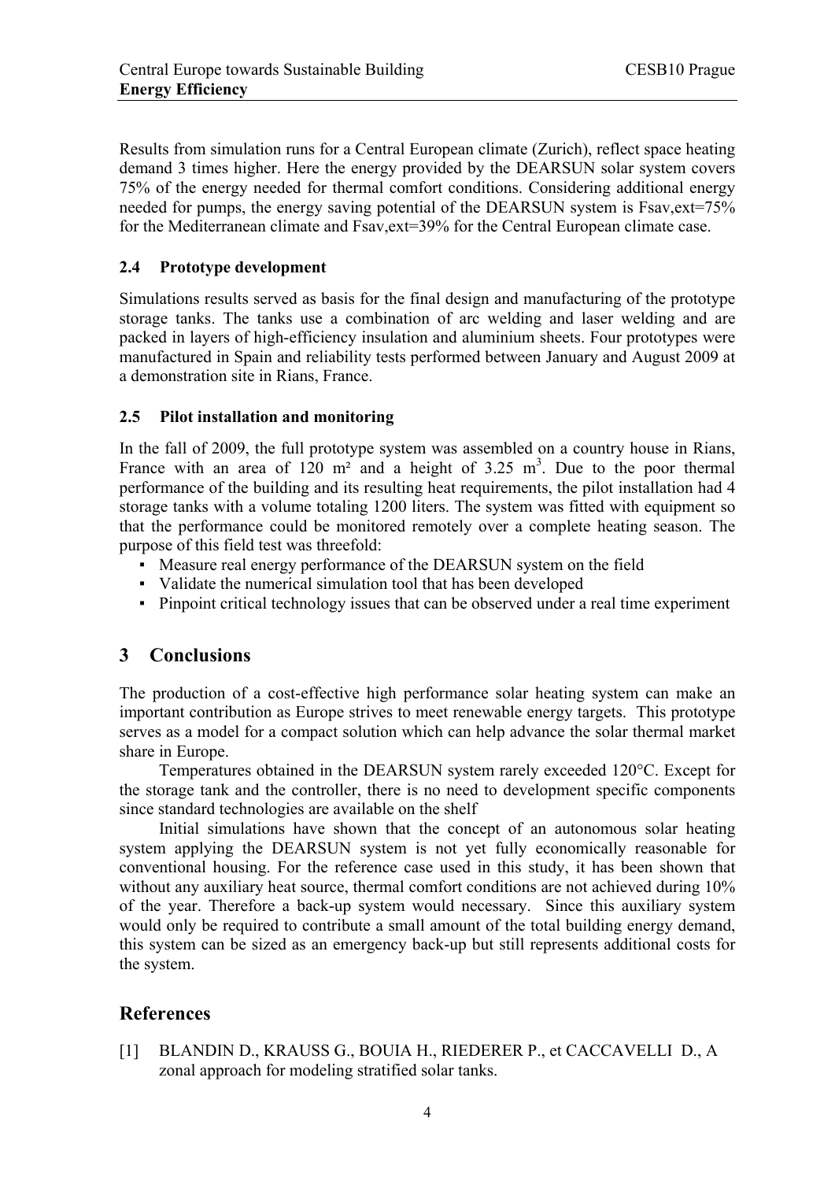Results from simulation runs for a Central European climate (Zurich), reflect space heating demand 3 times higher. Here the energy provided by the DEARSUN solar system covers 75% of the energy needed for thermal comfort conditions. Considering additional energy needed for pumps, the energy saving potential of the DEARSUN system is $F_{sav,ext}$=75% for the Mediterranean climate and $F_{sav,ext}$=39% for the Central European climate case.

### 2.4 Prototype development

Simulations results served as basis for the final design and manufacturing of the prototype storage tanks. The tanks use a combination of arc welding and laser welding and are packed in layers of high-efficiency insulation and aluminium sheets. Four prototypes were manufactured in Spain and reliability tests performed between January and August 2009 at a demonstration site in Rians, France.

### 2.5 Pilot installation and monitoring

In the fall of 2009, the full prototype system was assembled on a country house in Rians, France with an area of 120 m² and a height of 3.25 $m^3$. Due to the poor thermal performance of the building and its resulting heat requirements, the pilot installation had 4 storage tanks with a volume totaling 1200 liters. The system was fitted with equipment so that the performance could be monitored remotely over a complete heating season. The purpose of this field test was threefold:

- Measure real energy performance of the DEARSUN system on the field
- Validate the numerical simulation tool that has been developed
- Pinpoint critical technology issues that can be observed under a real time experiment

## 3 Conclusions

The production of a cost-effective high performance solar heating system can make an important contribution as Europe strives to meet renewable energy targets. This prototype serves as a model for a compact solution which can help advance the solar thermal market share in Europe.

Temperatures obtained in the DEARSUN system rarely exceeded 120°C. Except for the storage tank and the controller, there is no need to development specific components since standard technologies are available on the shelf

Initial simulations have shown that the concept of an autonomous solar heating system applying the DEARSUN system is not yet fully economically reasonable for conventional housing. For the reference case used in this study, it has been shown that without any auxiliary heat source, thermal comfort conditions are not achieved during 10% of the year. Therefore a back-up system would necessary. Since this auxiliary system would only be required to contribute a small amount of the total building energy demand, this system can be sized as an emergency back-up but still represents additional costs for the system.

## References

[1] BLANDIN D., KRAUSS G., BOUIA H., RIEDERER P., et CACCAVELLI D., A zonal approach for modeling stratified solar tanks.